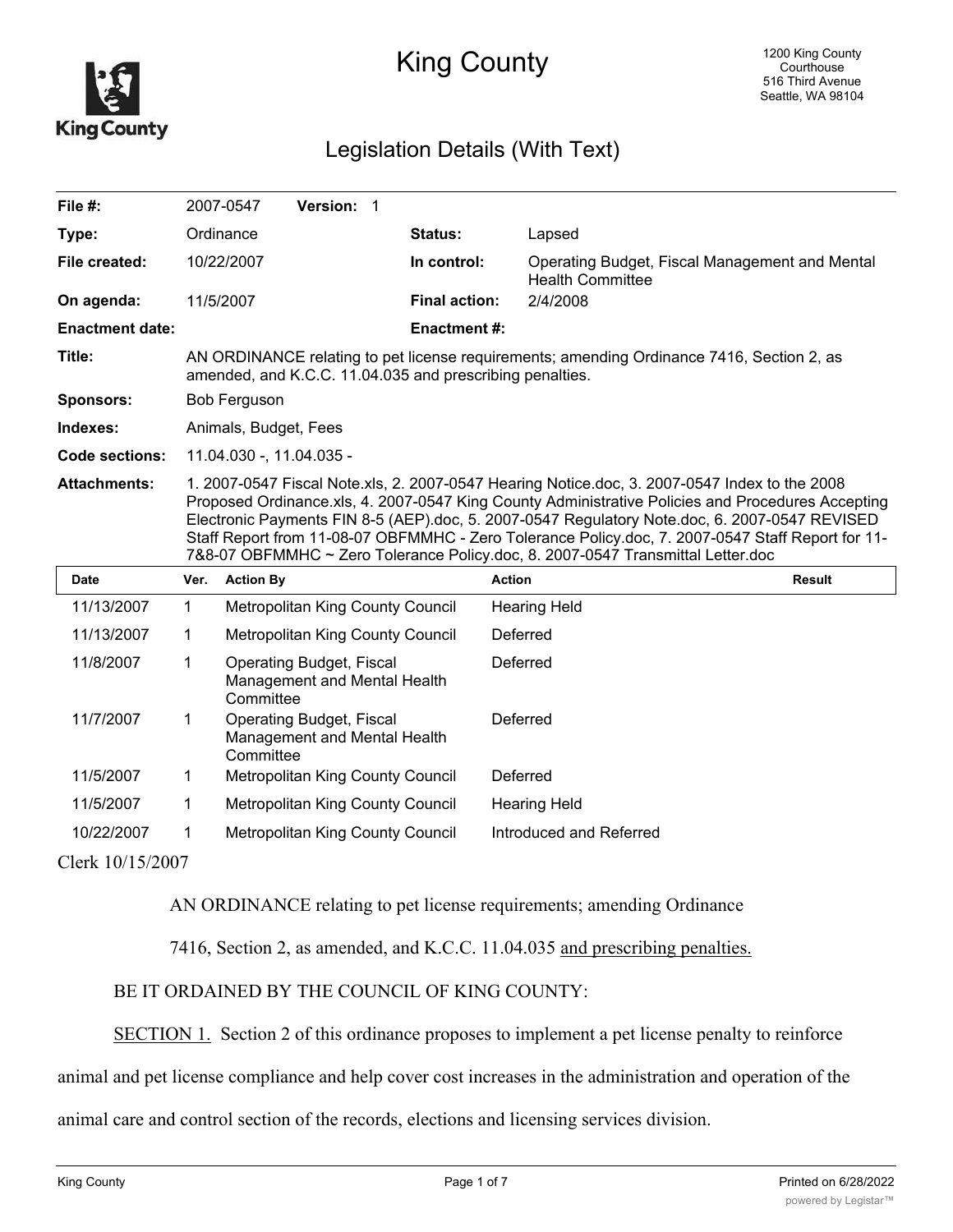# King County

1200 King County Courthouse
516 Third Avenue
Seattle, WA 98104

## Legislation Details (With Text)

| | | | |
|---|---|---|---|
| **File #:** | 2007-0547 **Version:** 1 | | |
| **Type:** | Ordinance | **Status:** | Lapsed |
| **File created:** | 10/22/2007 | **In control:** | Operating Budget, Fiscal Management and Mental Health Committee |
| **On agenda:** | 11/5/2007 | **Final action:** | 2/4/2008 |
| **Enactment date:** | | **Enactment #:** | |
| **Title:** | AN ORDINANCE relating to pet license requirements; amending Ordinance 7416, Section 2, as amended, and K.C.C. 11.04.035 and prescribing penalties. | | |
| **Sponsors:** | Bob Ferguson | | |
| **Indexes:** | Animals, Budget, Fees | | |
| **Code sections:** | 11.04.030 -, 11.04.035 - | | |
| **Attachments:** | 1. 2007-0547 Fiscal Note.xls, 2. 2007-0547 Hearing Notice.doc, 3. 2007-0547 Index to the 2008 Proposed Ordinance.xls, 4. 2007-0547 King County Administrative Policies and Procedures Accepting Electronic Payments FIN 8-5 (AEP).doc, 5. 2007-0547 Regulatory Note.doc, 6. 2007-0547 REVISED Staff Report from 11-08-07 OBFMMHC - Zero Tolerance Policy.doc, 7. 2007-0547 Staff Report for 11-7&8-07 OBFMMHC ~ Zero Tolerance Policy.doc, 8. 2007-0547 Transmittal Letter.doc | | |

| Date | Ver. | Action By | Action | Result |
|---|---|---|---|---|
| 11/13/2007 | 1 | Metropolitan King County Council | Hearing Held | |
| 11/13/2007 | 1 | Metropolitan King County Council | Deferred | |
| 11/8/2007 | 1 | Operating Budget, Fiscal Management and Mental Health Committee | Deferred | |
| 11/7/2007 | 1 | Operating Budget, Fiscal Management and Mental Health Committee | Deferred | |
| 11/5/2007 | 1 | Metropolitan King County Council | Deferred | |
| 11/5/2007 | 1 | Metropolitan King County Council | Hearing Held | |
| 10/22/2007 | 1 | Metropolitan King County Council | Introduced and Referred | |

Clerk 10/15/2007

AN ORDINANCE relating to pet license requirements; amending Ordinance 7416, Section 2, as amended, and K.C.C. 11.04.035 and prescribing penalties.

BE IT ORDAINED BY THE COUNCIL OF KING COUNTY:

SECTION 1. Section 2 of this ordinance proposes to implement a pet license penalty to reinforce animal and pet license compliance and help cover cost increases in the administration and operation of the animal care and control section of the records, elections and licensing services division.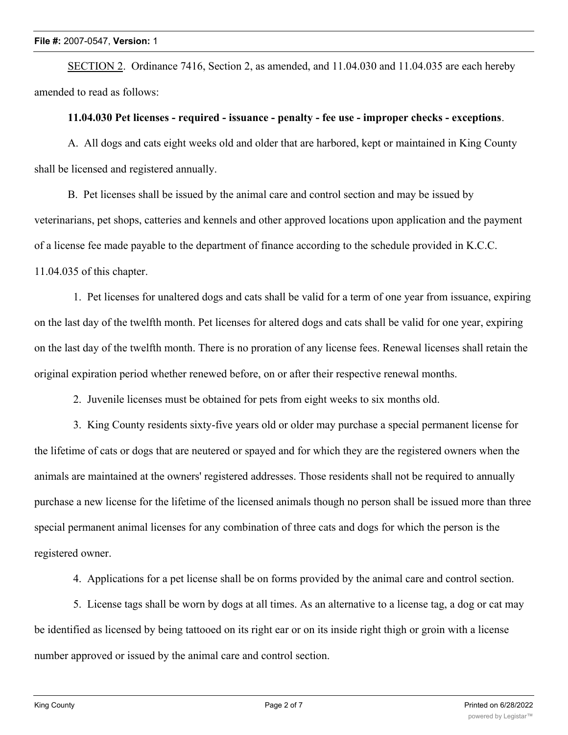SECTION 2. Ordinance 7416, Section 2, as amended, and 11.04.030 and 11.04.035 are each hereby amended to read as follows:

**11.04.030 Pet licenses - required - issuance - penalty - fee use - improper checks - exceptions**.

A. All dogs and cats eight weeks old and older that are harbored, kept or maintained in King County shall be licensed and registered annually.

B. Pet licenses shall be issued by the animal care and control section and may be issued by veterinarians, pet shops, catteries and kennels and other approved locations upon application and the payment of a license fee made payable to the department of finance according to the schedule provided in K.C.C. 11.04.035 of this chapter.

1. Pet licenses for unaltered dogs and cats shall be valid for a term of one year from issuance, expiring on the last day of the twelfth month. Pet licenses for altered dogs and cats shall be valid for one year, expiring on the last day of the twelfth month. There is no proration of any license fees. Renewal licenses shall retain the original expiration period whether renewed before, on or after their respective renewal months.

2. Juvenile licenses must be obtained for pets from eight weeks to six months old.

3. King County residents sixty-five years old or older may purchase a special permanent license for the lifetime of cats or dogs that are neutered or spayed and for which they are the registered owners when the animals are maintained at the owners' registered addresses. Those residents shall not be required to annually purchase a new license for the lifetime of the licensed animals though no person shall be issued more than three special permanent animal licenses for any combination of three cats and dogs for which the person is the registered owner.

4. Applications for a pet license shall be on forms provided by the animal care and control section.

5. License tags shall be worn by dogs at all times. As an alternative to a license tag, a dog or cat may be identified as licensed by being tattooed on its right ear or on its inside right thigh or groin with a license number approved or issued by the animal care and control section.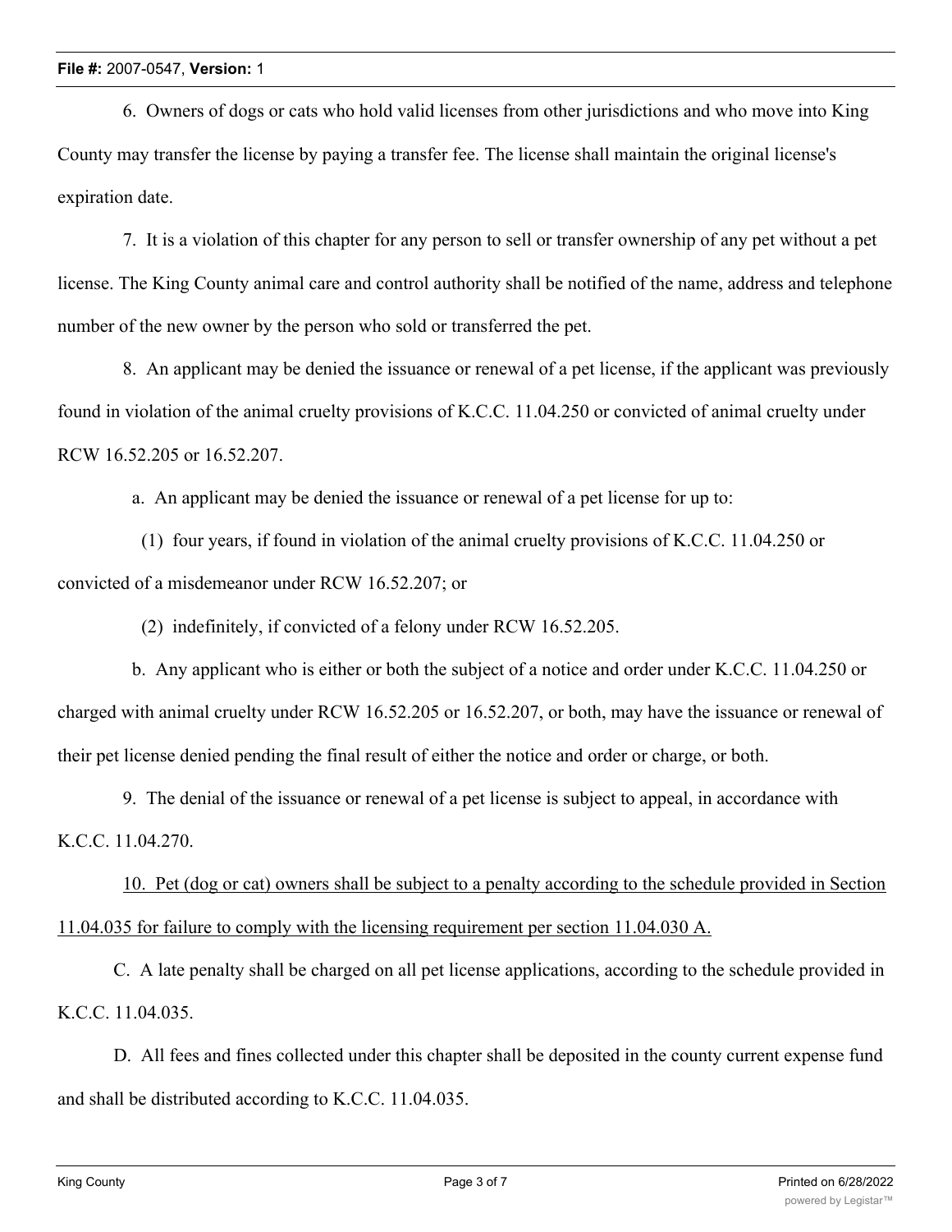6. Owners of dogs or cats who hold valid licenses from other jurisdictions and who move into King County may transfer the license by paying a transfer fee. The license shall maintain the original license's expiration date.

7. It is a violation of this chapter for any person to sell or transfer ownership of any pet without a pet license. The King County animal care and control authority shall be notified of the name, address and telephone number of the new owner by the person who sold or transferred the pet.

8. An applicant may be denied the issuance or renewal of a pet license, if the applicant was previously found in violation of the animal cruelty provisions of K.C.C. 11.04.250 or convicted of animal cruelty under RCW 16.52.205 or 16.52.207.

a. An applicant may be denied the issuance or renewal of a pet license for up to:

(1) four years, if found in violation of the animal cruelty provisions of K.C.C. 11.04.250 or convicted of a misdemeanor under RCW 16.52.207; or

(2) indefinitely, if convicted of a felony under RCW 16.52.205.

b. Any applicant who is either or both the subject of a notice and order under K.C.C. 11.04.250 or charged with animal cruelty under RCW 16.52.205 or 16.52.207, or both, may have the issuance or renewal of their pet license denied pending the final result of either the notice and order or charge, or both.

9. The denial of the issuance or renewal of a pet license is subject to appeal, in accordance with K.C.C. 11.04.270.

<u>10. Pet (dog or cat) owners shall be subject to a penalty according to the schedule provided in Section 11.04.035 for failure to comply with the licensing requirement per section 11.04.030 A.</u>

C. A late penalty shall be charged on all pet license applications, according to the schedule provided in K.C.C. 11.04.035.

D. All fees and fines collected under this chapter shall be deposited in the county current expense fund and shall be distributed according to K.C.C. 11.04.035.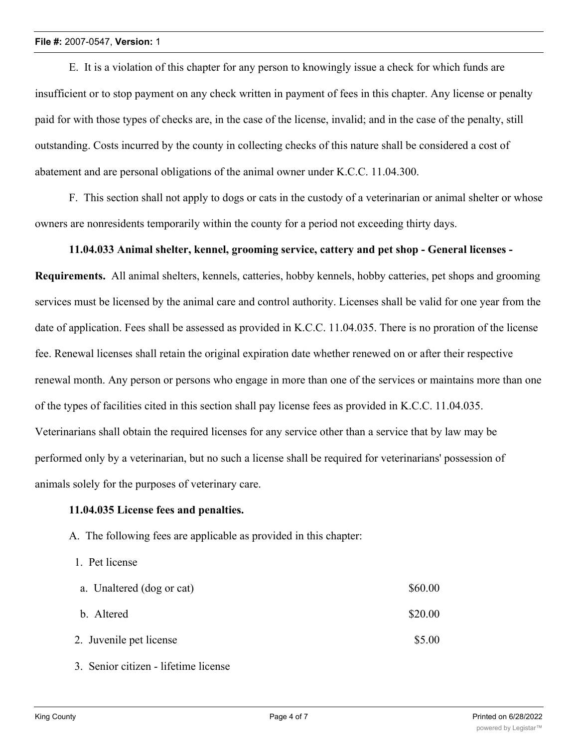E. It is a violation of this chapter for any person to knowingly issue a check for which funds are insufficient or to stop payment on any check written in payment of fees in this chapter. Any license or penalty paid for with those types of checks are, in the case of the license, invalid; and in the case of the penalty, still outstanding. Costs incurred by the county in collecting checks of this nature shall be considered a cost of abatement and are personal obligations of the animal owner under K.C.C. 11.04.300.

F. This section shall not apply to dogs or cats in the custody of a veterinarian or animal shelter or whose owners are nonresidents temporarily within the county for a period not exceeding thirty days.

**11.04.033 Animal shelter, kennel, grooming service, cattery and pet shop - General licenses - Requirements.** All animal shelters, kennels, catteries, hobby kennels, hobby catteries, pet shops and grooming services must be licensed by the animal care and control authority. Licenses shall be valid for one year from the date of application. Fees shall be assessed as provided in K.C.C. 11.04.035. There is no proration of the license fee. Renewal licenses shall retain the original expiration date whether renewed on or after their respective renewal month. Any person or persons who engage in more than one of the services or maintains more than one of the types of facilities cited in this section shall pay license fees as provided in K.C.C. 11.04.035. Veterinarians shall obtain the required licenses for any service other than a service that by law may be performed only by a veterinarian, but no such a license shall be required for veterinarians' possession of animals solely for the purposes of veterinary care.

**11.04.035 License fees and penalties.**

A. The following fees are applicable as provided in this chapter:

| | |
|---|---|
| 1. Pet license | |
| a. Unaltered (dog or cat) | $60.00 |
| b. Altered | $20.00 |
| 2. Juvenile pet license | $5.00 |
| 3. Senior citizen - lifetime license | |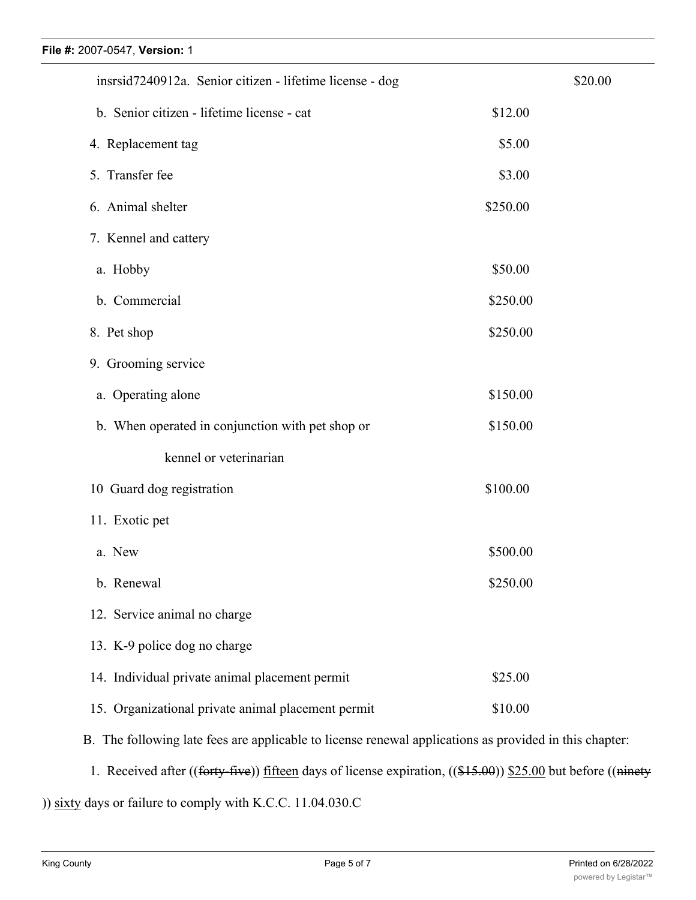| | |
|---|---|
| insrsid7240912a. Senior citizen - lifetime license - dog | $20.00 |
| b. Senior citizen - lifetime license - cat | $12.00 |
| 4. Replacement tag | $5.00 |
| 5. Transfer fee | $3.00 |
| 6. Animal shelter | $250.00 |
| 7. Kennel and cattery | |
| a. Hobby | $50.00 |
| b. Commercial | $250.00 |
| 8. Pet shop | $250.00 |
| 9. Grooming service | |
| a. Operating alone | $150.00 |
| b. When operated in conjunction with pet shop or kennel or veterinarian | $150.00 |
| 10 Guard dog registration | $100.00 |
| 11. Exotic pet | |
| a. New | $500.00 |
| b. Renewal | $250.00 |
| 12. Service animal no charge | |
| 13. K-9 police dog no charge | |
| 14. Individual private animal placement permit | $25.00 |
| 15. Organizational private animal placement permit | $10.00 |

B. The following late fees are applicable to license renewal applications as provided in this chapter:

1. Received after ((~~forty-five~~)) <u>fifteen</u> days of license expiration, ((~~$15.00~~)) <u>$25.00</u> but before ((~~ninety~~)) <u>sixty</u> days or failure to comply with K.C.C. 11.04.030.C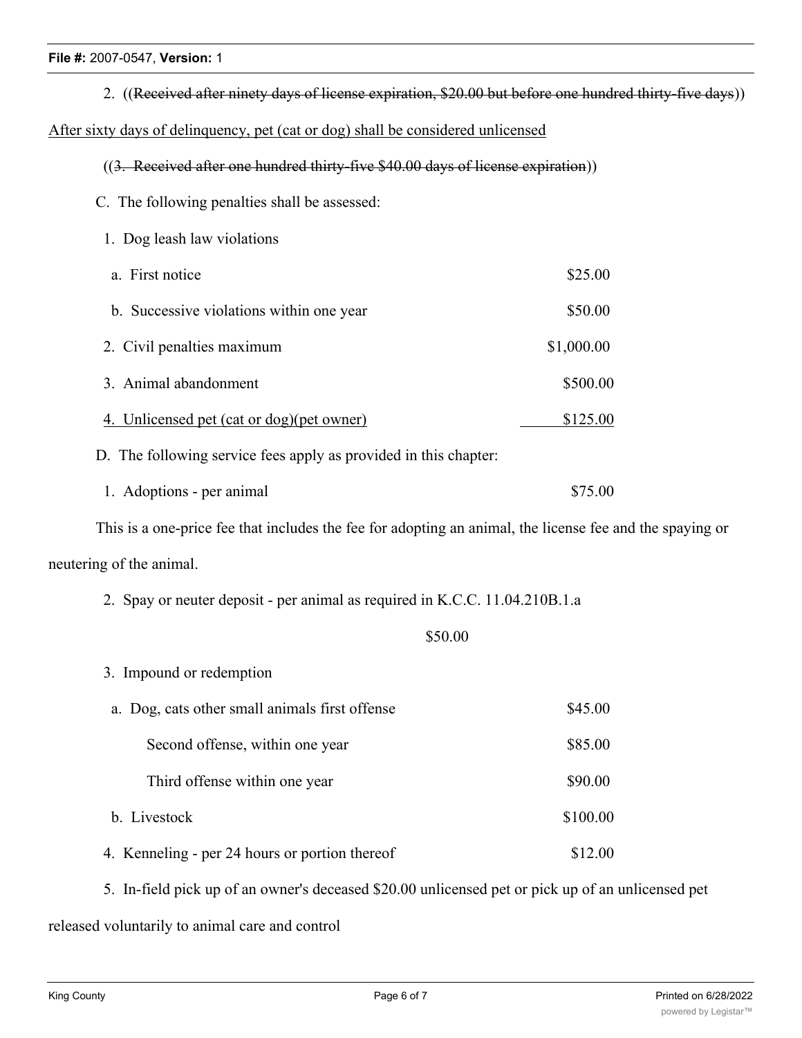2. ((~~Received after ninety days of license expiration, \$20.00 but before one hundred thirty-five days~~))

<u>After sixty days of delinquency, pet (cat or dog) shall be considered unlicensed</u>

((~~3. Received after one hundred thirty-five \$40.00 days of license expiration~~))

C. The following penalties shall be assessed:

| | |
|---|---|
| 1. Dog leash law violations | |
| a. First notice | \$25.00 |
| b. Successive violations within one year | \$50.00 |
| 2. Civil penalties maximum | \$1,000.00 |
| 3. Animal abandonment | \$500.00 |
| <u>4. Unlicensed pet (cat or dog)(pet owner)</u> | <u>\$125.00</u> |

D. The following service fees apply as provided in this chapter:

| | |
|---|---|
| 1. Adoptions - per animal | \$75.00 |

This is a one-price fee that includes the fee for adopting an animal, the license fee and the spaying or neutering of the animal.

2. Spay or neuter deposit - per animal as required in K.C.C. 11.04.210B.1.a

\$50.00

| | |
|---|---|
| 3. Impound or redemption | |
| a. Dog, cats other small animals first offense | \$45.00 |
| Second offense, within one year | \$85.00 |
| Third offense within one year | \$90.00 |
| b. Livestock | \$100.00 |
| 4. Kenneling - per 24 hours or portion thereof | \$12.00 |

5. In-field pick up of an owner's deceased \$20.00 unlicensed pet or pick up of an unlicensed pet released voluntarily to animal care and control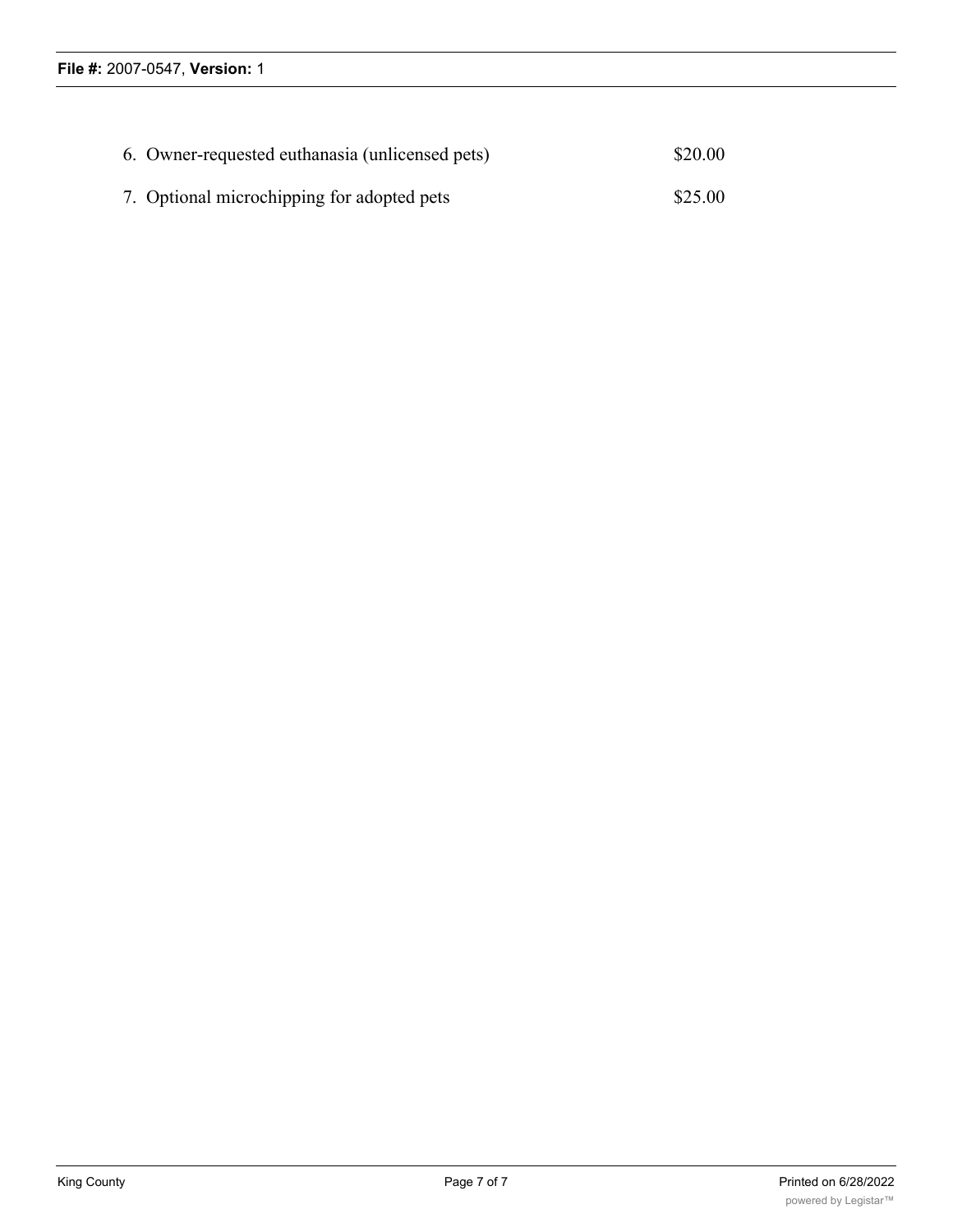6. Owner-requested euthanasia (unlicensed pets) $20.00

7. Optional microchipping for adopted pets $25.00